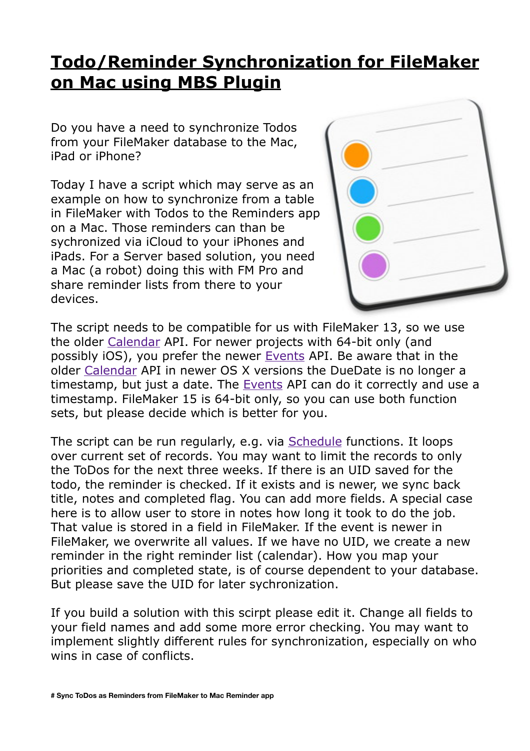# Todo/Reminder Synchronization for FileMaker on Mac using MBS Plugin

Do you have a need to synchronize Todos from your FileMaker database to the Mac, iPad or iPhone?

Today I have a script which may serve as an example on how to synchronize from a table in FileMaker with Todos to the Reminders app on a Mac. Those reminders can than be sychronized via iCloud to your iPhones and iPads. For a Server based solution, you need a Mac (a robot) doing this with FM Pro and share reminder lists from there to your devices.

The script needs to be compatible for us with FileMaker 13, so we use the older Calendar API. For newer projects with 64-bit only (and possibly iOS), you prefer the newer Events API. Be aware that in the older Calendar API in newer OS X versions the DueDate is no longer a timestamp, but just a date. The Events API can do it correctly and use a timestamp. FileMaker 15 is 64-bit only, so you can use both function sets, but please decide which is better for you.

The script can be run regularly, e.g. via Schedule functions. It loops over current set of records. You may want to limit the records to only the ToDos for the next three weeks. If there is an UID saved for the todo, the reminder is checked. If it exists and is newer, we sync back title, notes and completed flag. You can add more fields. A special case here is to allow user to store in notes how long it took to do the job. That value is stored in a field in FileMaker. If the event is newer in FileMaker, we overwrite all values. If we have no UID, we create a new reminder in the right reminder list (calendar). How you map your priorities and completed state, is of course dependent to your database. But please save the UID for later sychronization.

If you build a solution with this scirpt please edit it. Change all fields to your field names and add some more error checking. You may want to implement slightly different rules for synchronization, especially on who wins in case of conflicts.

**# Sync ToDos as Reminders from FileMaker to Mac Reminder app**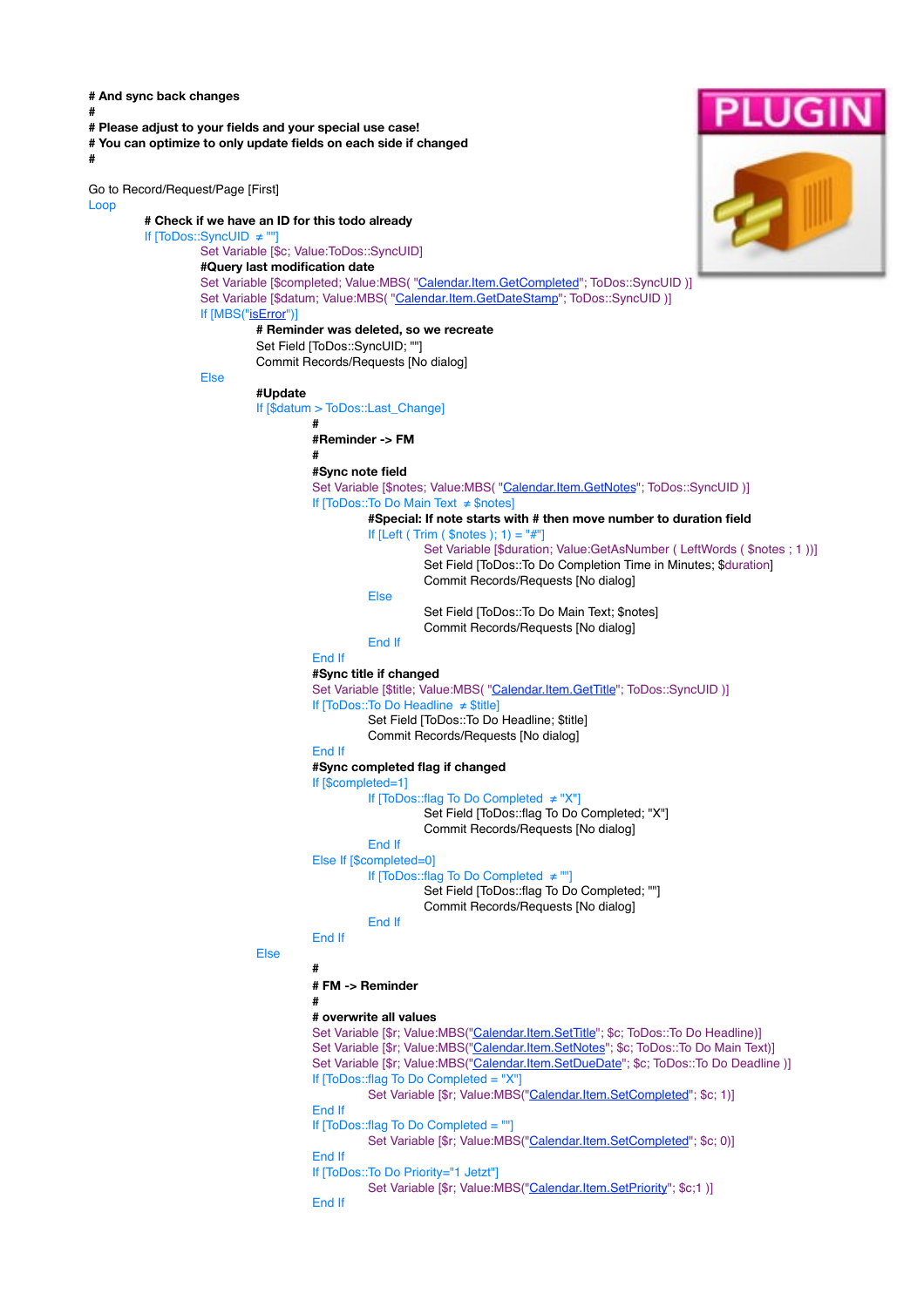```
# And sync back changes
#
# Please adjust to your fields and your special use case!
# You can optimize to only update fields on each side if changed
#

Go to Record/Request/Page [First]
Loop
	# Check if we have an ID for this todo already
	If [ToDos::SyncUID ≠ ""]
		Set Variable [$c; Value:ToDos::SyncUID]
		#Query last modification date
		Set Variable [$completed; Value:MBS( "Calendar.Item.GetCompleted"; ToDos::SyncUID )]
		Set Variable [$datum; Value:MBS( "Calendar.Item.GetDateStamp"; ToDos::SyncUID )]
		If [MBS("isError")]
			# Reminder was deleted, so we recreate
			Set Field [ToDos::SyncUID; ""]
			Commit Records/Requests [No dialog]
		Else
			#Update
			If [$datum > ToDos::Last_Change]
				#
				#Reminder -> FM
				#
				#Sync note field
				Set Variable [$notes; Value:MBS( "Calendar.Item.GetNotes"; ToDos::SyncUID )]
				If [ToDos::To Do Main Text ≠ $notes]
					#Special: If note starts with # then move number to duration field
					If [Left ( Trim ( $notes ); 1) = "#"]
						Set Variable [$duration; Value:GetAsNumber ( LeftWords ( $notes ; 1 ))]
						Set Field [ToDos::To Do Completion Time in Minutes; $duration]
						Commit Records/Requests [No dialog]
					Else
						Set Field [ToDos::To Do Main Text; $notes]
						Commit Records/Requests [No dialog]
					End If
				End If
				#Sync title if changed
				Set Variable [$title; Value:MBS( "Calendar.Item.GetTitle"; ToDos::SyncUID )]
				If [ToDos::To Do Headline ≠ $title]
					Set Field [ToDos::To Do Headline; $title]
					Commit Records/Requests [No dialog]
				End If
				#Sync completed flag if changed
				If [$completed=1]
					If [ToDos::flag To Do Completed ≠ "X"]
						Set Field [ToDos::flag To Do Completed; "X"]
						Commit Records/Requests [No dialog]
					End If
				Else If [$completed=0]
					If [ToDos::flag To Do Completed ≠ ""]
						Set Field [ToDos::flag To Do Completed; ""]
						Commit Records/Requests [No dialog]
					End If
				End If
			Else
				#
				# FM -> Reminder
				#
				# overwrite all values
				Set Variable [$r; Value:MBS("Calendar.Item.SetTitle"; $c; ToDos::To Do Headline)]
				Set Variable [$r; Value:MBS("Calendar.Item.SetNotes"; $c; ToDos::To Do Main Text)]
				Set Variable [$r; Value:MBS("Calendar.Item.SetDueDate"; $c; ToDos::To Do Deadline )]
				If [ToDos::flag To Do Completed = "X"]
					Set Variable [$r; Value:MBS("Calendar.Item.SetCompleted"; $c; 1)]
				End If
				If [ToDos::flag To Do Completed = ""]
					Set Variable [$r; Value:MBS("Calendar.Item.SetCompleted"; $c; 0)]
				End If
				If [ToDos::To Do Priority="1 Jetzt"]
					Set Variable [$r; Value:MBS("Calendar.Item.SetPriority"; $c;1 )]
				End If
```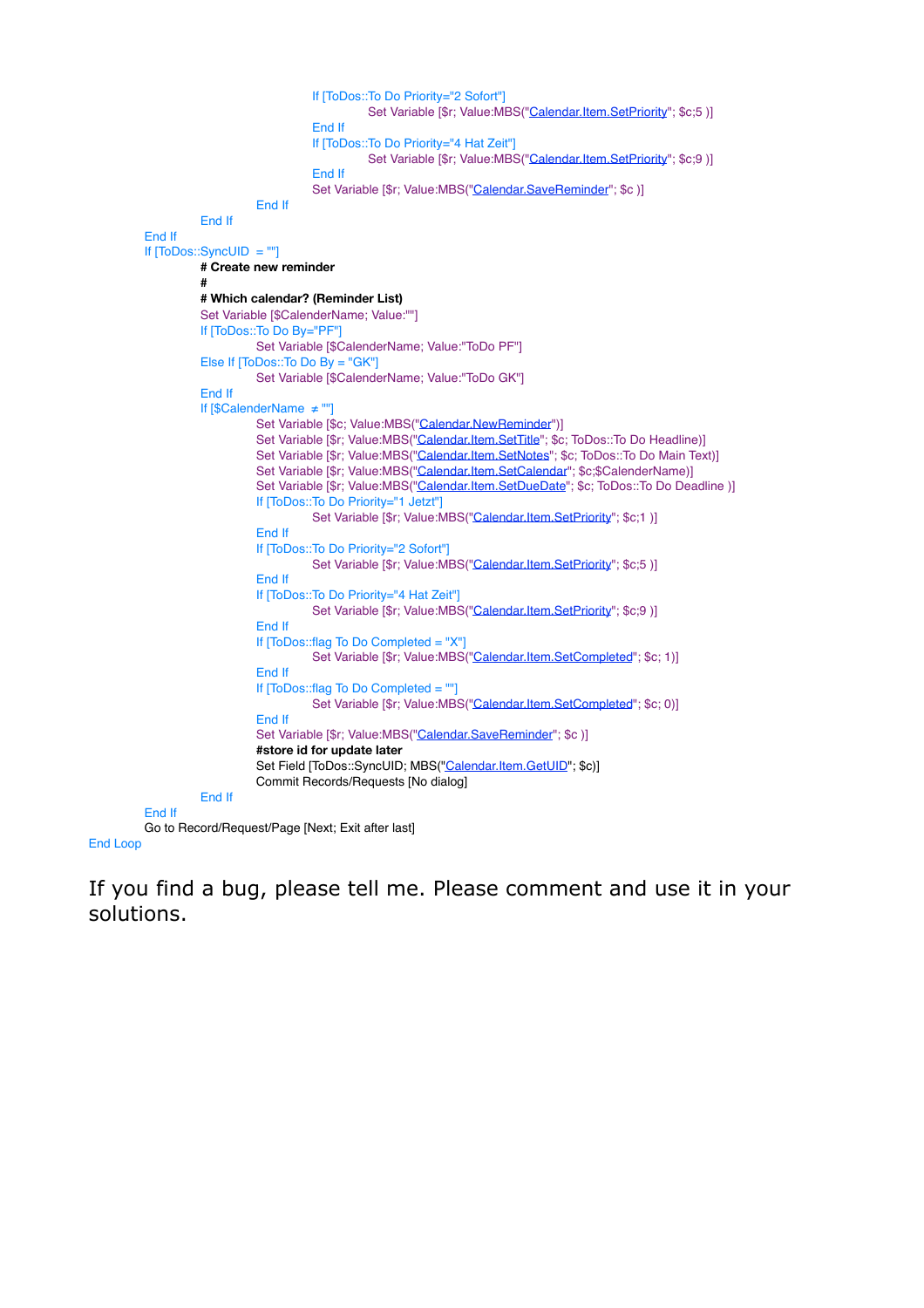```
                                        If [ToDos::To Do Priority="2 Sofort"]
                                                Set Variable [$r; Value:MBS("Calendar.Item.SetPriority"; $c;5 )]
                                        End If
                                        If [ToDos::To Do Priority="4 Hat Zeit"]
                                                Set Variable [$r; Value:MBS("Calendar.Item.SetPriority"; $c;9 )]
                                        End If
                                        Set Variable [$r; Value:MBS("Calendar.SaveReminder"; $c )]
                                End If
                        End If
                End If
                If [ToDos::SyncUID  = ""]
                        # Create new reminder
                        #
                        # Which calendar? (Reminder List)
                        Set Variable [$CalenderName; Value:""]
                        If [ToDos::To Do By="PF"]
                                Set Variable [$CalenderName; Value:"ToDo PF"]
                        Else If [ToDos::To Do By = "GK"]
                                Set Variable [$CalenderName; Value:"ToDo GK"]
                        End If
                        If [$CalenderName  ≠ ""]
                                Set Variable [$c; Value:MBS("Calendar.NewReminder")]
                                Set Variable [$r; Value:MBS("Calendar.Item.SetTitle"; $c; ToDos::To Do Headline)]
                                Set Variable [$r; Value:MBS("Calendar.Item.SetNotes"; $c; ToDos::To Do Main Text)]
                                Set Variable [$r; Value:MBS("Calendar.Item.SetCalendar"; $c;$CalenderName)]
                                Set Variable [$r; Value:MBS("Calendar.Item.SetDueDate"; $c; ToDos::To Do Deadline )]
                                If [ToDos::To Do Priority="1 Jetzt"]
                                        Set Variable [$r; Value:MBS("Calendar.Item.SetPriority"; $c;1 )]
                                End If
                                If [ToDos::To Do Priority="2 Sofort"]
                                        Set Variable [$r; Value:MBS("Calendar.Item.SetPriority"; $c;5 )]
                                End If
                                If [ToDos::To Do Priority="4 Hat Zeit"]
                                        Set Variable [$r; Value:MBS("Calendar.Item.SetPriority"; $c;9 )]
                                End If
                                If [ToDos::flag To Do Completed = "X"]
                                        Set Variable [$r; Value:MBS("Calendar.Item.SetCompleted"; $c; 1)]
                                End If
                                If [ToDos::flag To Do Completed = ""]
                                        Set Variable [$r; Value:MBS("Calendar.Item.SetCompleted"; $c; 0)]
                                End If
                                Set Variable [$r; Value:MBS("Calendar.SaveReminder"; $c )]
                                #store id for update later
                                Set Field [ToDos::SyncUID; MBS("Calendar.Item.GetUID"; $c)]
                                Commit Records/Requests [No dialog]
                        End If
                End If
                Go to Record/Request/Page [Next; Exit after last]
        End Loop
```

If you find a bug, please tell me. Please comment and use it in your solutions.